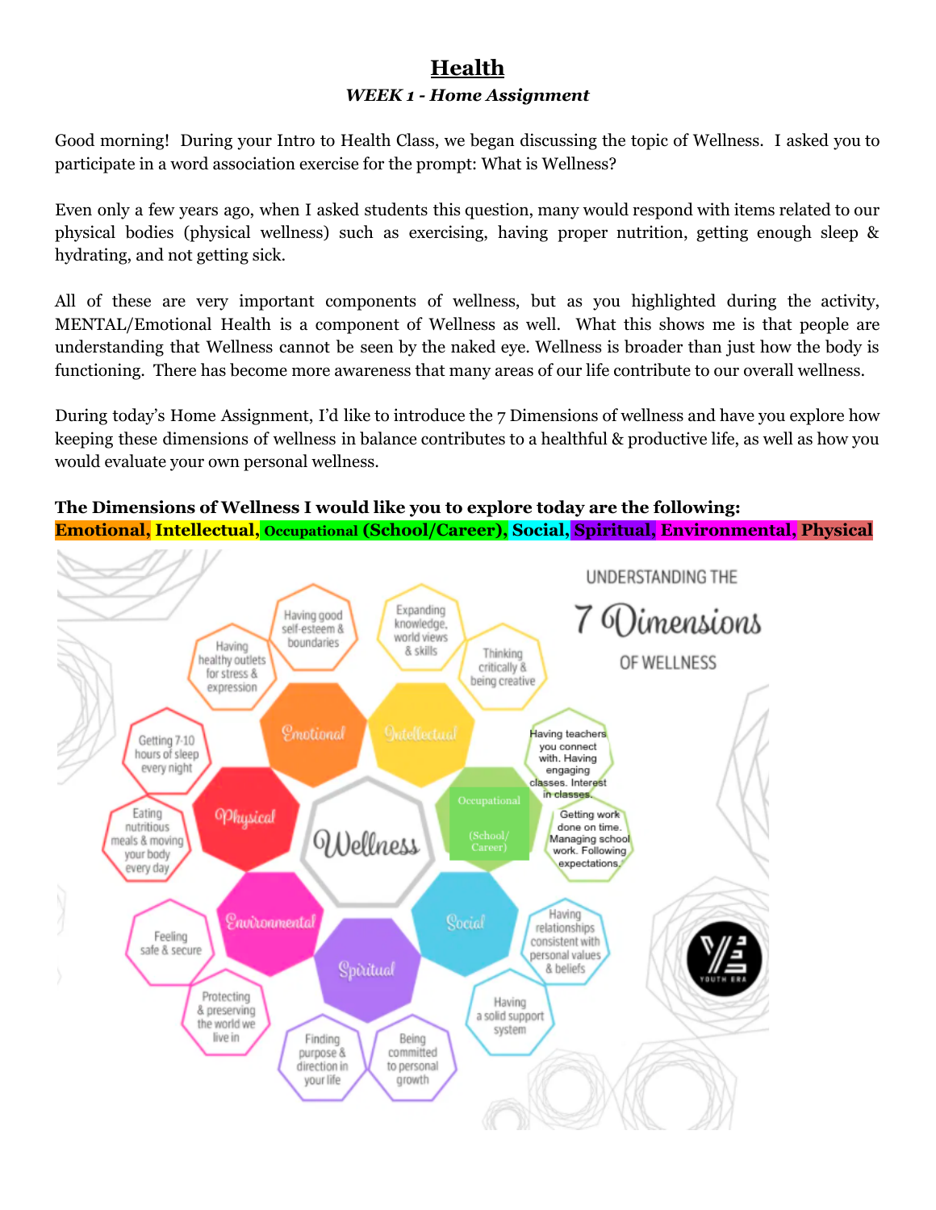# Health

### *WEEK 1 - Home Assignment*

Good morning! During your Intro to Health Class, we began discussing the topic of Wellness. I asked you to participate in a word association exercise for the prompt: What is Wellness?

Even only a few years ago, when I asked students this question, many would respond with items related to our physical bodies (physical wellness) such as exercising, having proper nutrition, getting enough sleep & hydrating, and not getting sick.

All of these are very important components of wellness, but as you highlighted during the activity, MENTAL/Emotional Health is a component of Wellness as well. What this shows me is that people are understanding that Wellness cannot be seen by the naked eye. Wellness is broader than just how the body is functioning. There has become more awareness that many areas of our life contribute to our overall wellness.

During today's Home Assignment, I'd like to introduce the 7 Dimensions of wellness and have you explore how keeping these dimensions of wellness in balance contributes to a healthful & productive life, as well as how you would evaluate your own personal wellness.

**The Dimensions of Wellness I would like you to explore today are the following:**
**Emotional, Intellectual, Occupational (School/Career), Social, Spiritual, Environmental, Physical**

UNDERSTANDING THE 7 Dimensions OF WELLNESS

- Wellness
- Emotional
  - Having healthy outlets for stress & expression
  - Having good self-esteem & boundaries
- Intellectual
  - Expanding knowledge, world views & skills
  - Thinking critically & being creative
- Occupational (School/Career)
  - Having teachers you connect with. Having engaging classes. Interest in classes.
  - Getting work done on time. Managing school work. Following expectations.
- Social
  - Having relationships consistent with personal values & beliefs
  - Having a solid support system
- Spiritual
  - Being committed to personal growth
  - Finding purpose & direction in your life
- Environmental
  - Protecting & preserving the world we live in
  - Feeling safe & secure
- Physical
  - Eating nutritious meals & moving your body every day
  - Getting 7-10 hours of sleep every night

YOUTH ERA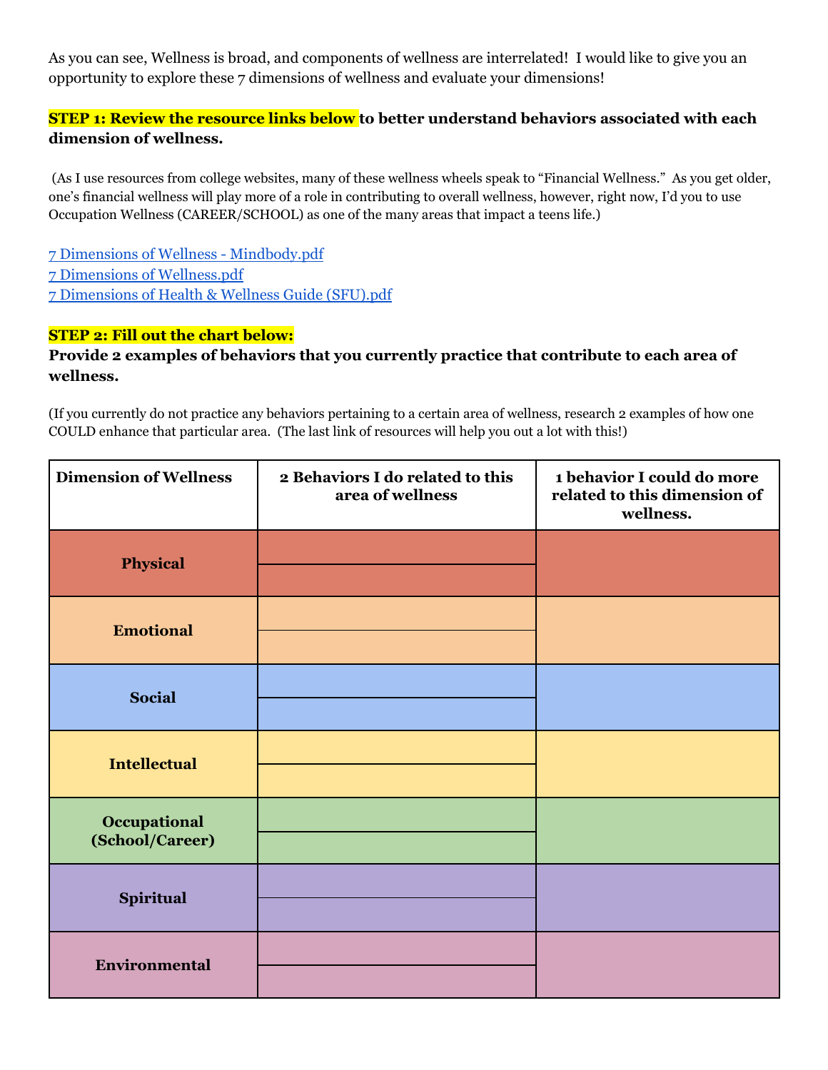As you can see, Wellness is broad, and components of wellness are interrelated! I would like to give you an opportunity to explore these 7 dimensions of wellness and evaluate your dimensions!

**STEP 1: Review the resource links below to better understand behaviors associated with each dimension of wellness.**

(As I use resources from college websites, many of these wellness wheels speak to "Financial Wellness." As you get older, one's financial wellness will play more of a role in contributing to overall wellness, however, right now, I'd you to use Occupation Wellness (CAREER/SCHOOL) as one of the many areas that impact a teens life.)

[7 Dimensions of Wellness - Mindbody.pdf]
[7 Dimensions of Wellness.pdf]
[7 Dimensions of Health & Wellness Guide (SFU).pdf]

**STEP 2: Fill out the chart below:**

**Provide 2 examples of behaviors that you currently practice that contribute to each area of wellness.**

(If you currently do not practice any behaviors pertaining to a certain area of wellness, research 2 examples of how one COULD enhance that particular area. (The last link of resources will help you out a lot with this!)

| Dimension of Wellness | 2 Behaviors I do related to this area of wellness | 1 behavior I could do more related to this dimension of wellness. |
|---|---|---|
| **Physical** | | |
| | | |
| **Emotional** | | |
| | | |
| **Social** | | |
| | | |
| **Intellectual** | | |
| | | |
| **Occupational (School/Career)** | | |
| | | |
| **Spiritual** | | |
| | | |
| **Environmental** | | |
| | | |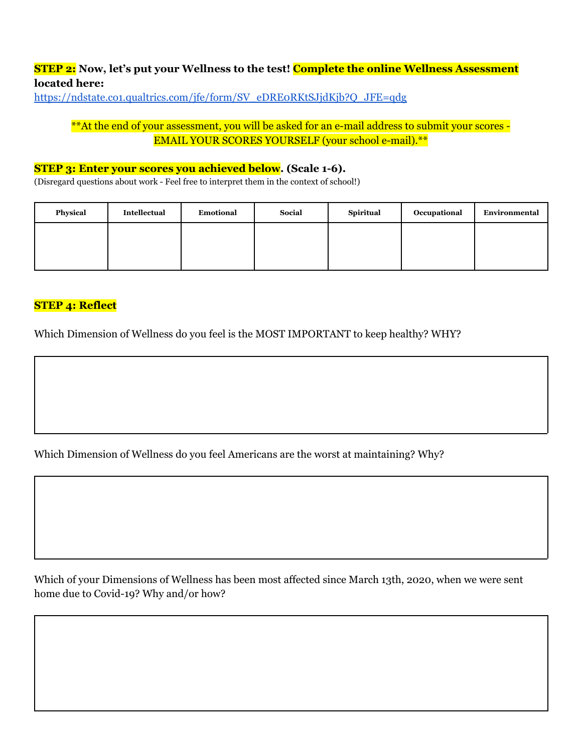**STEP 2: Now, let's put your Wellness to the test! Complete the online Wellness Assessment located here:**
https://ndstate.co1.qualtrics.com/jfe/form/SV_eDRE0RKtSJjdKjb?Q_JFE=qdg

**At the end of your assessment, you will be asked for an e-mail address to submit your scores - EMAIL YOUR SCORES YOURSELF (your school e-mail).**

**STEP 3: Enter your scores you achieved below. (Scale 1-6).**
(Disregard questions about work - Feel free to interpret them in the context of school!)

| Physical | Intellectual | Emotional | Social | Spiritual | Occupational | Environmental |
|---|---|---|---|---|---|---|
| | | | | | | |

**STEP 4: Reflect**

Which Dimension of Wellness do you feel is the MOST IMPORTANT to keep healthy? WHY?

Which Dimension of Wellness do you feel Americans are the worst at maintaining? Why?

Which of your Dimensions of Wellness has been most affected since March 13th, 2020, when we were sent home due to Covid-19? Why and/or how?